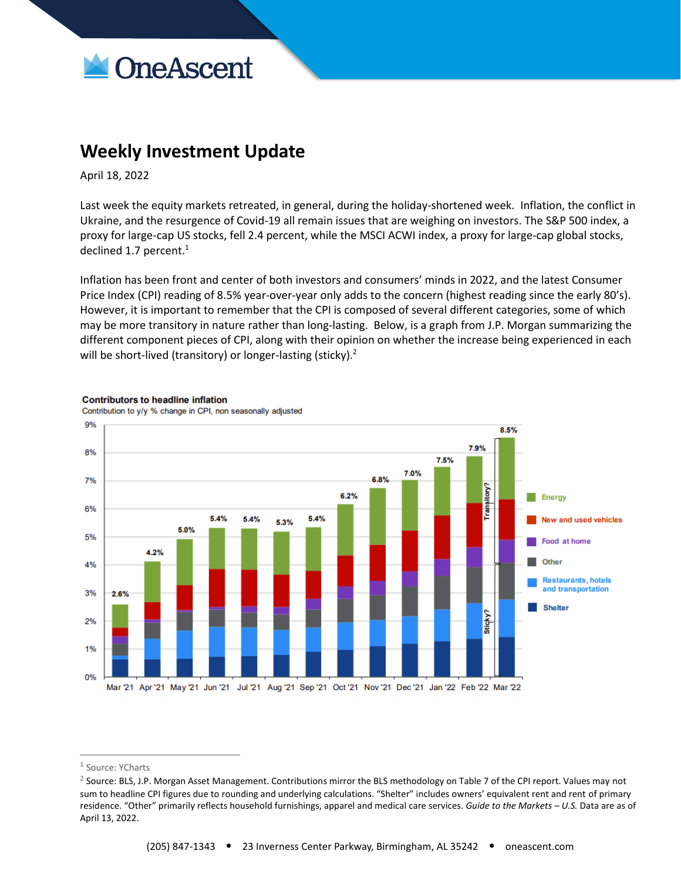# Weekly Investment Update

April 18, 2022

Last week the equity markets retreated, in general, during the holiday-shortened week. Inflation, the conflict in Ukraine, and the resurgence of Covid-19 all remain issues that are weighing on investors. The S&P 500 index, a proxy for large-cap US stocks, fell 2.4 percent, while the MSCI ACWI index, a proxy for large-cap global stocks, declined 1.7 percent.[1]

Inflation has been front and center of both investors and consumers' minds in 2022, and the latest Consumer Price Index (CPI) reading of 8.5% year-over-year only adds to the concern (highest reading since the early 80's). However, it is important to remember that the CPI is composed of several different categories, some of which may be more transitory in nature rather than long-lasting. Below, is a graph from J.P. Morgan summarizing the different component pieces of CPI, along with their opinion on whether the increase being experienced in each will be short-lived (transitory) or longer-lasting (sticky).[2]

**Contributors to headline inflation**

Contribution to y/y % change in CPI, non seasonally adjusted

| Month | Mar '21 | Apr '21 | May '21 | Jun '21 | Jul '21 | Aug '21 | Sep '21 | Oct '21 | Nov '21 | Dec '21 | Jan '22 | Feb '22 | Mar '22 |
|---|---|---|---|---|---|---|---|---|---|---|---|---|---|
| Headline CPI | 2.6% | 4.2% | 5.0% | 5.4% | 5.4% | 5.3% | 5.4% | 6.2% | 6.8% | 7.0% | 7.5% | 7.9% | 8.5% |

Components: Energy; New and used vehicles; Food at home (Transitory?) — Other; Restaurants, hotels and transportation; Shelter (Sticky?)

---

[1] Source: YCharts

[2] Source: BLS, J.P. Morgan Asset Management. Contributions mirror the BLS methodology on Table 7 of the CPI report. Values may not sum to headline CPI figures due to rounding and underlying calculations. "Shelter" includes owners' equivalent rent and rent of primary residence. "Other" primarily reflects household furnishings, apparel and medical care services. *Guide to the Markets – U.S.* Data are as of April 13, 2022.

(205) 847-1343 • 23 Inverness Center Parkway, Birmingham, AL 35242 • oneascent.com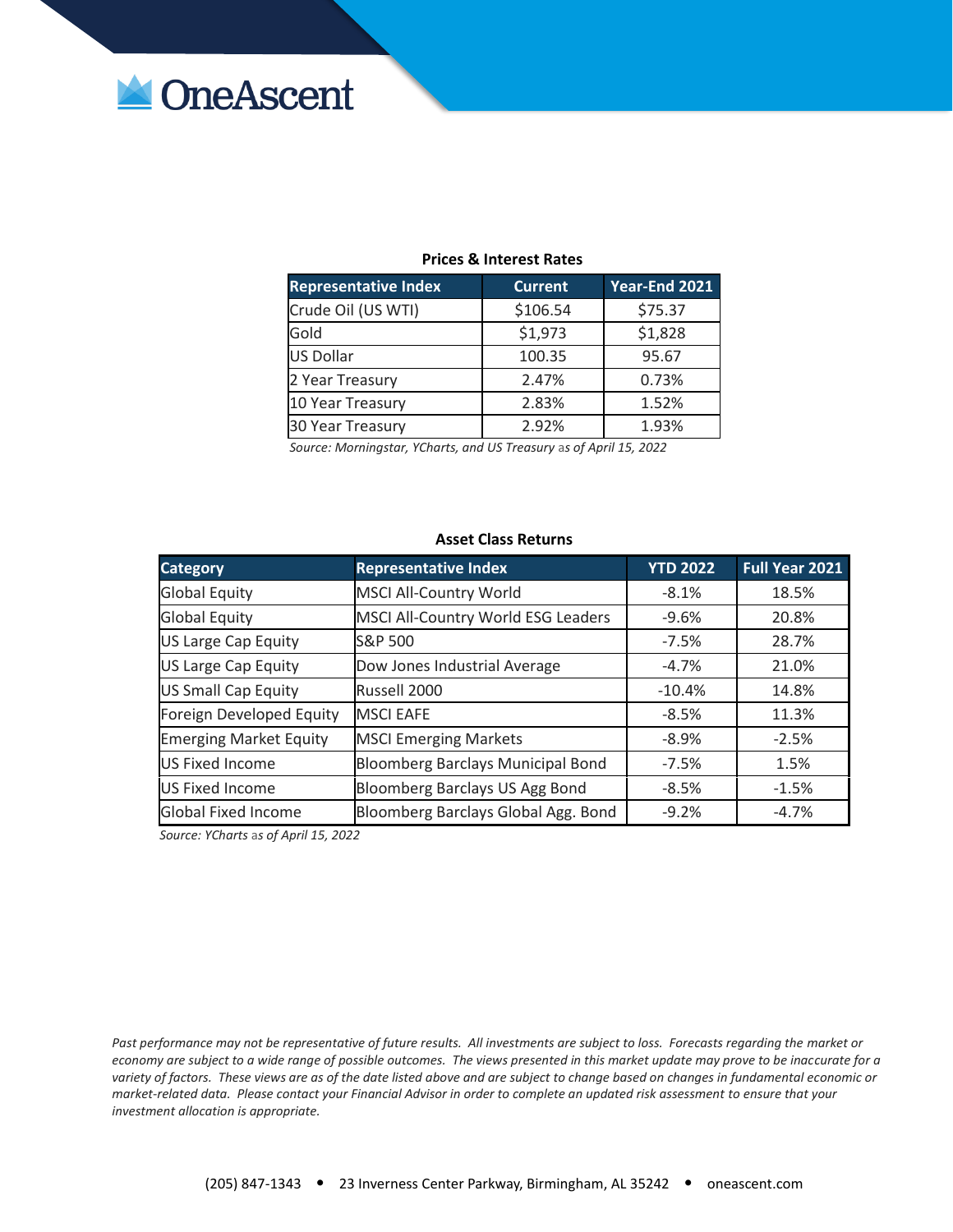### Prices & Interest Rates

| Representative Index | Current | Year-End 2021 |
|---|---|---|
| Crude Oil (US WTI) | $106.54 | $75.37 |
| Gold | $1,973 | $1,828 |
| US Dollar | 100.35 | 95.67 |
| 2 Year Treasury | 2.47% | 0.73% |
| 10 Year Treasury | 2.83% | 1.52% |
| 30 Year Treasury | 2.92% | 1.93% |

*Source: Morningstar, YCharts, and US Treasury as of April 15, 2022*

### Asset Class Returns

| Category | Representative Index | YTD 2022 | Full Year 2021 |
|---|---|---|---|
| Global Equity | MSCI All-Country World | -8.1% | 18.5% |
| Global Equity | MSCI All-Country World ESG Leaders | -9.6% | 20.8% |
| US Large Cap Equity | S&P 500 | -7.5% | 28.7% |
| US Large Cap Equity | Dow Jones Industrial Average | -4.7% | 21.0% |
| US Small Cap Equity | Russell 2000 | -10.4% | 14.8% |
| Foreign Developed Equity | MSCI EAFE | -8.5% | 11.3% |
| Emerging Market Equity | MSCI Emerging Markets | -8.9% | -2.5% |
| US Fixed Income | Bloomberg Barclays Municipal Bond | -7.5% | 1.5% |
| US Fixed Income | Bloomberg Barclays US Agg Bond | -8.5% | -1.5% |
| Global Fixed Income | Bloomberg Barclays Global Agg. Bond | -9.2% | -4.7% |

*Source: YCharts as of April 15, 2022*

*Past performance may not be representative of future results. All investments are subject to loss. Forecasts regarding the market or economy are subject to a wide range of possible outcomes. The views presented in this market update may prove to be inaccurate for a variety of factors. These views are as of the date listed above and are subject to change based on changes in fundamental economic or market-related data. Please contact your Financial Advisor in order to complete an updated risk assessment to ensure that your investment allocation is appropriate.*

(205) 847-1343 • 23 Inverness Center Parkway, Birmingham, AL 35242 • oneascent.com